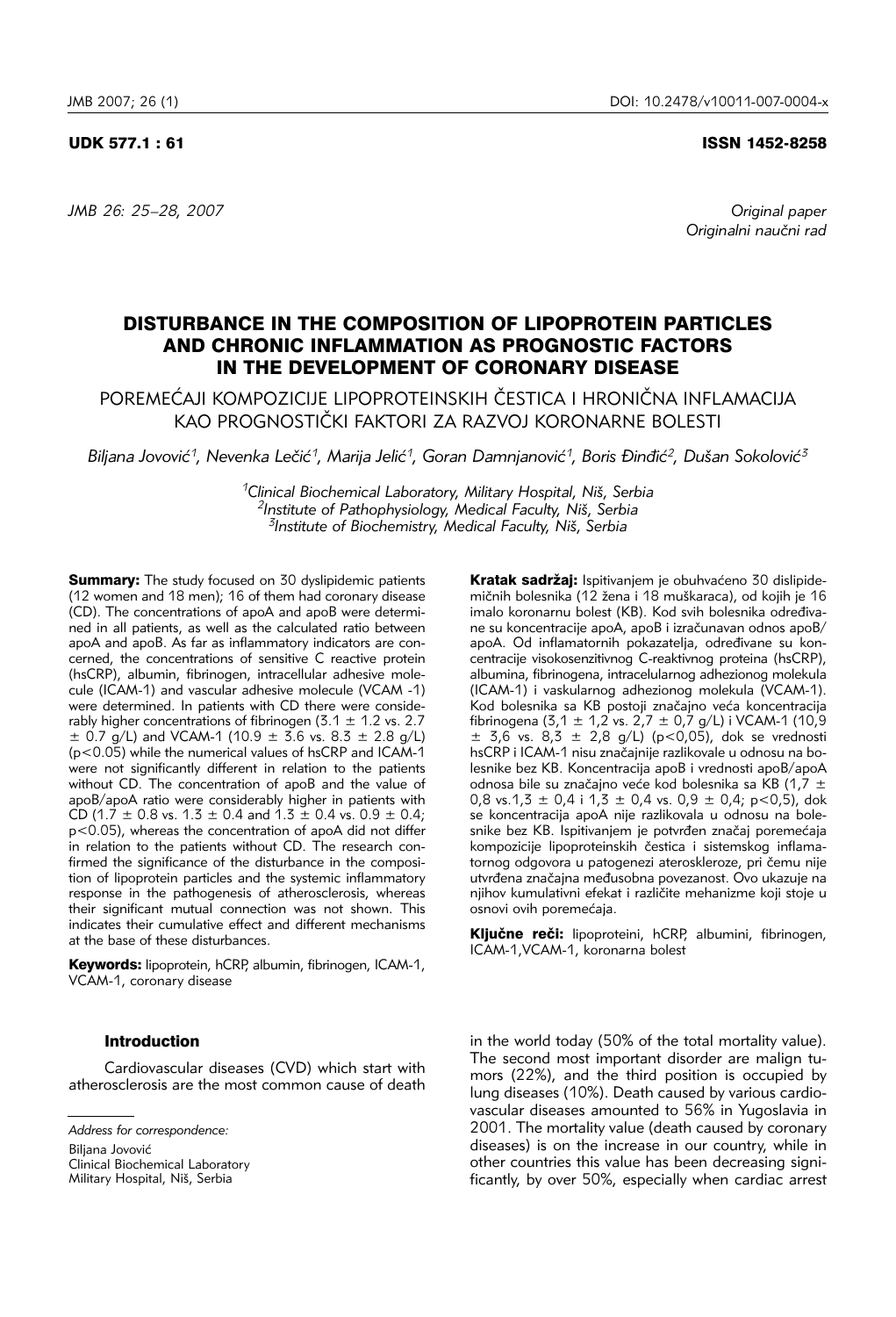UDK 577.1 : 61 ISSN 1452-8258

*JMB 26: 25–28, 2007*

*Original paper*
*Originalni naučni rad*

# DISTURBANCE IN THE COMPOSITION OF LIPOPROTEIN PARTICLES AND CHRONIC INFLAMMATION AS PROGNOSTIC FACTORS IN THE DEVELOPMENT OF CORONARY DISEASE

## POREMEĆAJI KOMPOZICIJE LIPOPROTEINSKIH ČESTICA I HRONIČNA INFLAMACIJA KAO PROGNOSTIČKI FAKTORI ZA RAZVOJ KORONARNE BOLESTI

*Biljana Jovović[1], Nevenka Lečić[1], Marija Jelić[1], Goran Damnjanović[1], Boris Đinđić[2], Dušan Sokolović[3]*

*[1]Clinical Biochemical Laboratory, Military Hospital, Niš, Serbia*
*[2]Institute of Pathophysiology, Medical Faculty, Niš, Serbia*
*[3]Institute of Biochemistry, Medical Faculty, Niš, Serbia*

**Summary:** The study focused on 30 dyslipidemic patients (12 women and 18 men); 16 of them had coronary disease (CD). The concentrations of apoA and apoB were determined in all patients, as well as the calculated ratio between apoA and apoB. As far as inflammatory indicators are concerned, the concentrations of sensitive C reactive protein (hsCRP), albumin, fibrinogen, intracellular adhesive molecule (ICAM-1) and vascular adhesive molecule (VCAM -1) were determined. In patients with CD there were considerably higher concentrations of fibrinogen (3.1 ± 1.2 vs. 2.7 ± 0.7 g/L) and VCAM-1 (10.9 ± 3.6 vs. 8.3 ± 2.8 g/L) ($p<0.05$) while the numerical values of hsCRP and ICAM-1 were not significantly different in relation to the patients without CD. The concentration of apoB and the value of apoB/apoA ratio were considerably higher in patients with CD (1.7 ± 0.8 vs. 1.3 ± 0.4 and 1.3 ± 0.4 vs. 0.9 ± 0.4; $p<0.05$), whereas the concentration of apoA did not differ in relation to the patients without CD. The research confirmed the significance of the disturbance in the composition of lipoprotein particles and the systemic inflammatory response in the pathogenesis of atherosclerosis, whereas their significant mutual connection was not shown. This indicates their cumulative effect and different mechanisms at the base of these disturbances.

**Keywords:** lipoprotein, hCRP, albumin, fibrinogen, ICAM-1, VCAM-1, coronary disease

**Kratak sadržaj:** Ispitivanjem je obuhvaćeno 30 dislipidemičnih bolesnika (12 žena i 18 muškaraca), od kojih je 16 imalo koronarnu bolest (KB). Kod svih bolesnika određivane su koncentracije apoA, apoB i izračunavan odnos apoB/apoA. Od inflamatornih pokazatelja, određivane su koncentracije visokosenzitivnog C-reaktivnog proteina (hsCRP), albumina, fibrinogena, intracelularnog adhezionog molekula (ICAM-1) i vaskularnog adhezionog molekula (VCAM-1). Kod bolesnika sa KB postoji značajno veća koncentracija fibrinogena (3,1 ± 1,2 vs. 2,7 ± 0,7 g/L) i VCAM-1 (10,9 ± 3,6 vs. 8,3 ± 2,8 g/L) ($p<0,05$), dok se vrednosti hsCRP i ICAM-1 nisu značajnije razlikovale u odnosu na bolesnike bez KB. Koncentracija apoB i vrednosti apoB/apoA odnosa bile su značajno veće kod bolesnika sa KB (1,7 ± 0,8 vs.1,3 ± 0,4 i 1,3 ± 0,4 vs. 0,9 ± 0,4; $p<0,5$), dok se koncentracija apoA nije razlikovala u odnosu na bolesnike bez KB. Ispitivanjem je potvrđen značaj poremećaja kompozicije lipoproteinskih čestica i sistemskog inflamatornog odgovora u patogenezi ateroskleroze, pri čemu nije utvrđena značajna međusobna povezanost. Ovo ukazuje na njihov kumulativni efekat i različite mehanizme koji stoje u osnovi ovih poremećaja.

**Ključne reči:** lipoproteini, hCRP, albumini, fibrinogen, ICAM-1,VCAM-1, koronarna bolest

### Introduction

Cardiovascular diseases (CVD) which start with atherosclerosis are the most common cause of death in the world today (50% of the total mortality value). The second most important disorder are malign tumors (22%), and the third position is occupied by lung diseases (10%). Death caused by various cardiovascular diseases amounted to 56% in Yugoslavia in 2001. The mortality value (death caused by coronary diseases) is on the increase in our country, while in other countries this value has been decreasing significantly, by over 50%, especially when cardiac arrest

*Address for correspondence:*

Biljana Jovović
Clinical Biochemical Laboratory
Military Hospital, Niš, Serbia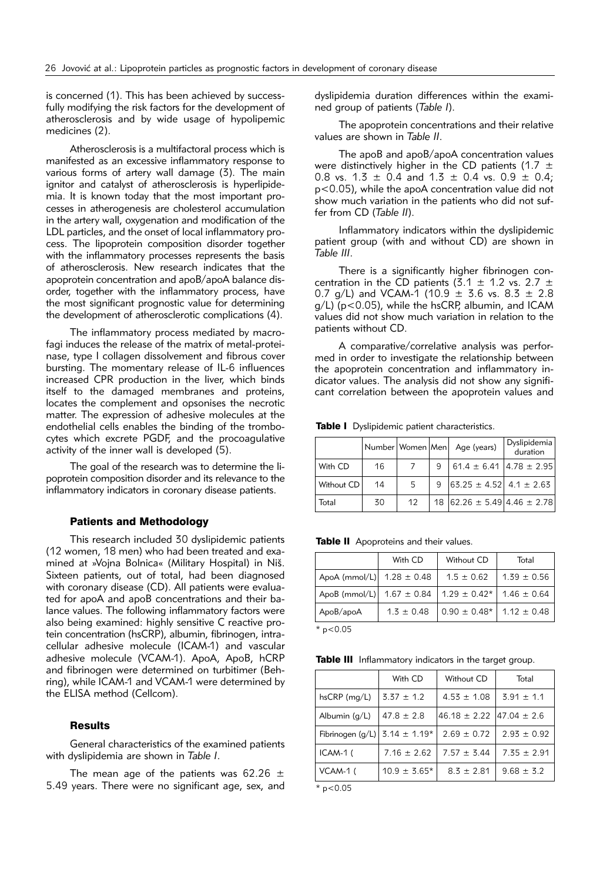is concerned (1). This has been achieved by successfully modifying the risk factors for the development of atherosclerosis and by wide usage of hypolipemic medicines (2).

Atherosclerosis is a multifactoral process which is manifested as an excessive inflammatory response to various forms of artery wall damage (3). The main ignitor and catalyst of atherosclerosis is hyperlipidemia. It is known today that the most important processes in atherogenesis are cholesterol accumulation in the artery wall, oxygenation and modification of the LDL particles, and the onset of local inflammatory process. The lipoprotein composition disorder together with the inflammatory processes represents the basis of atherosclerosis. New research indicates that the apoprotein concentration and apoB/apoA balance disorder, together with the inflammatory process, have the most significant prognostic value for determining the development of atherosclerotic complications (4).

The inflammatory process mediated by macrofagi induces the release of the matrix of metal-proteinase, type I collagen dissolvement and fibrous cover bursting. The momentary release of IL-6 influences increased CPR production in the liver, which binds itself to the damaged membranes and proteins, locates the complement and opsonises the necrotic matter. The expression of adhesive molecules at the endothelial cells enables the binding of the trombocytes which excrete PGDF, and the procoagulative activity of the inner wall is developed (5).

The goal of the research was to determine the lipoprotein composition disorder and its relevance to the inflammatory indicators in coronary disease patients.

## Patients and Methodology

This research included 30 dyslipidemic patients (12 women, 18 men) who had been treated and examined at »Vojna Bolnica« (Military Hospital) in Niš. Sixteen patients, out of total, had been diagnosed with coronary disease (CD). All patients were evaluated for apoA and apoB concentrations and their balance values. The following inflammatory factors were also being examined: highly sensitive C reactive protein concentration (hsCRP), albumin, fibrinogen, intracellular adhesive molecule (ICAM-1) and vascular adhesive molecule (VCAM-1). ApoA, ApoB, hCRP and fibrinogen were determined on turbitimer (Behring), while ICAM-1 and VCAM-1 were determined by the ELISA method (Cellcom).

## Results

General characteristics of the examined patients with dyslipidemia are shown in *Table I*.

The mean age of the patients was 62.26 ± 5.49 years. There were no significant age, sex, and dyslipidemia duration differences within the examined group of patients (*Table I*).

The apoprotein concentrations and their relative values are shown in *Table II*.

The apoB and apoB/apoA concentration values were distinctively higher in the CD patients (1.7 ± 0.8 vs. 1.3 ± 0.4 and 1.3 ± 0.4 vs. 0.9 ± 0.4; $p<0.05$), while the apoA concentration value did not show much variation in the patients who did not suffer from CD (*Table II*).

Inflammatory indicators within the dyslipidemic patient group (with and without CD) are shown in *Table III*.

There is a significantly higher fibrinogen concentration in the CD patients (3.1 ± 1.2 vs. 2.7 ± 0.7 g/L) and VCAM-1 (10.9 ± 3.6 vs. 8.3 ± 2.8 g/L) ($p<0.05$), while the hsCRP, albumin, and ICAM values did not show much variation in relation to the patients without CD.

A comparative/correlative analysis was performed in order to investigate the relationship between the apoprotein concentration and inflammatory indicator values. The analysis did not show any significant correlation between the apoprotein values and

**Table I** Dyslipidemic patient characteristics.

| | Number | Women | Men | Age (years) | Dyslipidemia duration |
|---|---|---|---|---|---|
| With CD | 16 | 7 | 9 | 61.4 ± 6.41 | 4.78 ± 2.95 |
| Without CD | 14 | 5 | 9 | 63.25 ± 4.52 | 4.1 ± 2.63 |
| Total | 30 | 12 | 18 | 62.26 ± 5.49 | 4.46 ± 2.78 |

**Table II** Apoproteins and their values.

| | With CD | Without CD | Total |
|---|---|---|---|
| ApoA (mmol/L) | 1.28 ± 0.48 | 1.5 ± 0.62 | 1.39 ± 0.56 |
| ApoB (mmol/L) | 1.67 ± 0.84 | 1.29 ± 0.42* | 1.46 ± 0.64 |
| ApoB/apoA | 1.3 ± 0.48 | 0.90 ± 0.48* | 1.12 ± 0.48 |

* $p<0.05$

**Table III** Inflammatory indicators in the target group.

| | With CD | Without CD | Total |
|---|---|---|---|
| hsCRP (mg/L) | 3.37 ± 1.2 | 4.53 ± 1.08 | 3.91 ± 1.1 |
| Albumin (g/L) | 47.8 ± 2.8 | 46.18 ± 2.22 | 47.04 ± 2.6 |
| Fibrinogen (g/L) | 3.14 ± 1.19* | 2.69 ± 0.72 | 2.93 ± 0.92 |
| ICAM-1 ( | 7.16 ± 2.62 | 7.57 ± 3.44 | 7.35 ± 2.91 |
| VCAM-1 ( | 10.9 ± 3.65* | 8.3 ± 2.81 | 9.68 ± 3.2 |

* $p<0.05$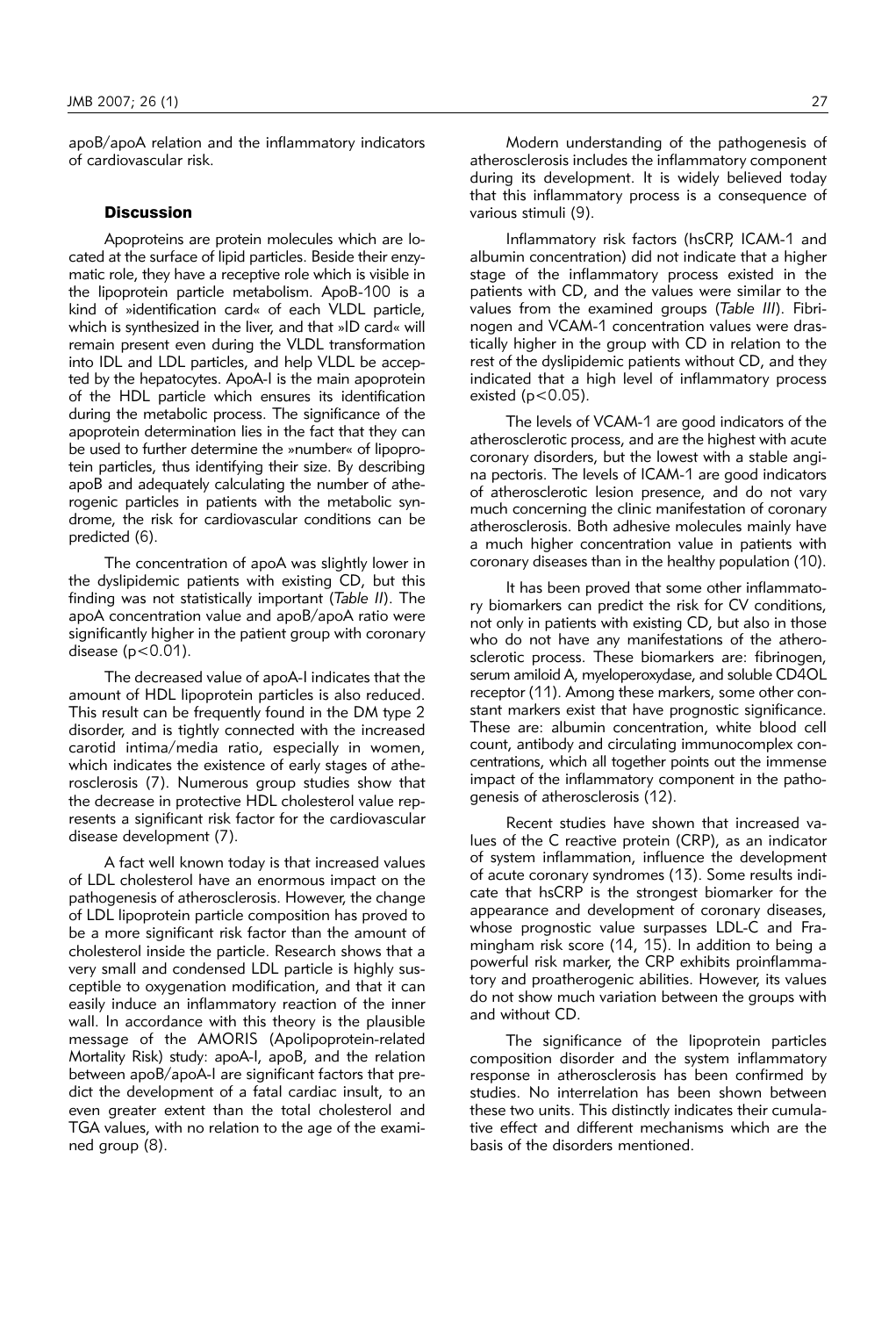apoB/apoA relation and the inflammatory indicators of cardiovascular risk.

## Discussion

Apoproteins are protein molecules which are located at the surface of lipid particles. Beside their enzymatic role, they have a receptive role which is visible in the lipoprotein particle metabolism. ApoB-100 is a kind of »identification card« of each VLDL particle, which is synthesized in the liver, and that »ID card« will remain present even during the VLDL transformation into IDL and LDL particles, and help VLDL be accepted by the hepatocytes. ApoA-I is the main apoprotein of the HDL particle which ensures its identification during the metabolic process. The significance of the apoprotein determination lies in the fact that they can be used to further determine the »number« of lipoprotein particles, thus identifying their size. By describing apoB and adequately calculating the number of atherogenic particles in patients with the metabolic syndrome, the risk for cardiovascular conditions can be predicted (6).

The concentration of apoA was slightly lower in the dyslipidemic patients with existing CD, but this finding was not statistically important (*Table II*). The apoA concentration value and apoB/apoA ratio were significantly higher in the patient group with coronary disease ($p<0.01$).

The decreased value of apoA-I indicates that the amount of HDL lipoprotein particles is also reduced. This result can be frequently found in the DM type 2 disorder, and is tightly connected with the increased carotid intima/media ratio, especially in women, which indicates the existence of early stages of atherosclerosis (7). Numerous group studies show that the decrease in protective HDL cholesterol value represents a significant risk factor for the cardiovascular disease development (7).

A fact well known today is that increased values of LDL cholesterol have an enormous impact on the pathogenesis of atherosclerosis. However, the change of LDL lipoprotein particle composition has proved to be a more significant risk factor than the amount of cholesterol inside the particle. Research shows that a very small and condensed LDL particle is highly susceptible to oxygenation modification, and that it can easily induce an inflammatory reaction of the inner wall. In accordance with this theory is the plausible message of the AMORIS (Apolipoprotein-related Mortality Risk) study: apoA-I, apoB, and the relation between apoB/apoA-I are significant factors that predict the development of a fatal cardiac insult, to an even greater extent than the total cholesterol and TGA values, with no relation to the age of the examined group (8).

Modern understanding of the pathogenesis of atherosclerosis includes the inflammatory component during its development. It is widely believed today that this inflammatory process is a consequence of various stimuli (9).

Inflammatory risk factors (hsCRP, ICAM-1 and albumin concentration) did not indicate that a higher stage of the inflammatory process existed in the patients with CD, and the values were similar to the values from the examined groups (*Table III*). Fibrinogen and VCAM-1 concentration values were drastically higher in the group with CD in relation to the rest of the dyslipidemic patients without CD, and they indicated that a high level of inflammatory process existed ($p<0.05$).

The levels of VCAM-1 are good indicators of the atherosclerotic process, and are the highest with acute coronary disorders, but the lowest with a stable angina pectoris. The levels of ICAM-1 are good indicators of atherosclerotic lesion presence, and do not vary much concerning the clinic manifestation of coronary atherosclerosis. Both adhesive molecules mainly have a much higher concentration value in patients with coronary diseases than in the healthy population (10).

It has been proved that some other inflammatory biomarkers can predict the risk for CV conditions, not only in patients with existing CD, but also in those who do not have any manifestations of the atherosclerotic process. These biomarkers are: fibrinogen, serum amiloid A, myeloperoxydase, and soluble CD4OL receptor (11). Among these markers, some other constant markers exist that have prognostic significance. These are: albumin concentration, white blood cell count, antibody and circulating immunocomplex concentrations, which all together points out the immense impact of the inflammatory component in the pathogenesis of atherosclerosis (12).

Recent studies have shown that increased values of the C reactive protein (CRP), as an indicator of system inflammation, influence the development of acute coronary syndromes (13). Some results indicate that hsCRP is the strongest biomarker for the appearance and development of coronary diseases, whose prognostic value surpasses LDL-C and Framingham risk score (14, 15). In addition to being a powerful risk marker, the CRP exhibits proinflammatory and proatherogenic abilities. However, its values do not show much variation between the groups with and without CD.

The significance of the lipoprotein particles composition disorder and the system inflammatory response in atherosclerosis has been confirmed by studies. No interrelation has been shown between these two units. This distinctly indicates their cumulative effect and different mechanisms which are the basis of the disorders mentioned.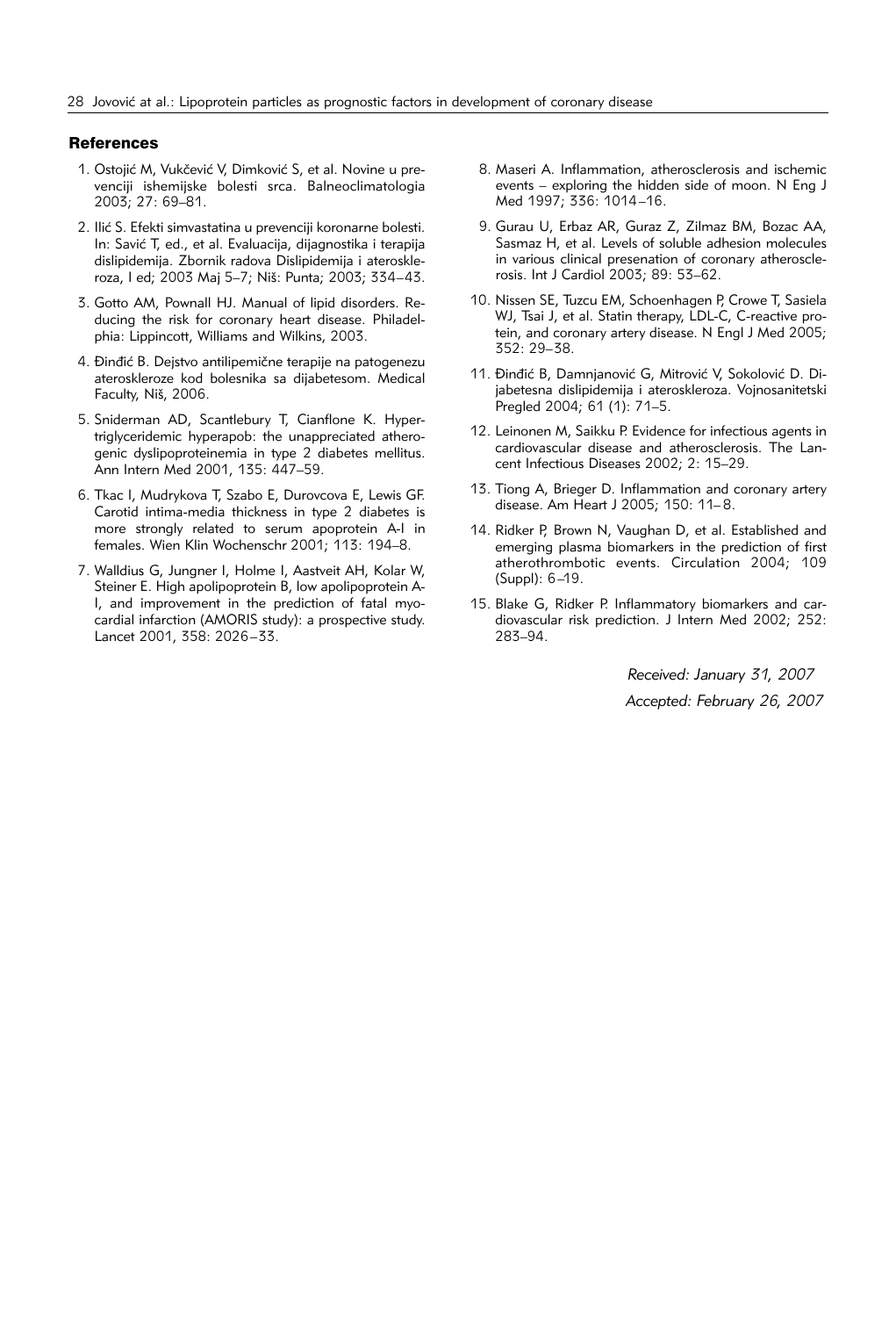## References

1. Ostojić M, Vukčević V, Dimković S, et al. Novine u prevenciji ishemijske bolesti srca. Balneoclimatologia 2003; 27: 69–81.
2. Ilić S. Efekti simvastatina u prevenciji koronarne bolesti. In: Savić T, ed., et al. Evaluacija, dijagnostika i terapija dislipidemija. Zbornik radova Dislipidemija i ateroskleroza, I ed; 2003 Maj 5–7; Niš: Punta; 2003; 334–43.
3. Gotto AM, Pownall HJ. Manual of lipid disorders. Reducing the risk for coronary heart disease. Philadelphia: Lippincott, Williams and Wilkins, 2003.
4. Đinđić B. Dejstvo antilipemične terapije na patogenezu ateroskleroze kod bolesnika sa dijabetesom. Medical Faculty, Niš, 2006.
5. Sniderman AD, Scantlebury T, Cianflone K. Hypertriglyceridemic hyperapob: the unappreciated atherogenic dyslipoproteinemia in type 2 diabetes mellitus. Ann Intern Med 2001, 135: 447–59.
6. Tkac I, Mudrykova T, Szabo E, Durovcova E, Lewis GF. Carotid intima-media thickness in type 2 diabetes is more strongly related to serum apoprotein A-I in females. Wien Klin Wochenschr 2001; 113: 194–8.
7. Walldius G, Jungner I, Holme I, Aastveit AH, Kolar W, Steiner E. High apolipoprotein B, low apolipoprotein A-I, and improvement in the prediction of fatal myocardial infarction (AMORIS study): a prospective study. Lancet 2001, 358: 2026–33.
8. Maseri A. Inflammation, atherosclerosis and ischemic events – exploring the hidden side of moon. N Eng J Med 1997; 336: 1014–16.
9. Gurau U, Erbaz AR, Guraz Z, Zilmaz BM, Bozac AA, Sasmaz H, et al. Levels of soluble adhesion molecules in various clinical presenation of coronary atherosclerosis. Int J Cardiol 2003; 89: 53–62.
10. Nissen SE, Tuzcu EM, Schoenhagen P, Crowe T, Sasiela WJ, Tsai J, et al. Statin therapy, LDL-C, C-reactive protein, and coronary artery disease. N Engl J Med 2005; 352: 29–38.
11. Đinđić B, Damnjanović G, Mitrović V, Sokolović D. Dijabetesna dislipidemija i ateroskleroza. Vojnosanitetski Pregled 2004; 61 (1): 71–5.
12. Leinonen M, Saikku P. Evidence for infectious agents in cardiovascular disease and atherosclerosis. The Lancent Infectious Diseases 2002; 2: 15–29.
13. Tiong A, Brieger D. Inflammation and coronary artery disease. Am Heart J 2005; 150: 11–8.
14. Ridker P, Brown N, Vaughan D, et al. Established and emerging plasma biomarkers in the prediction of first atherothrombotic events. Circulation 2004; 109 (Suppl): 6–19.
15. Blake G, Ridker P. Inflammatory biomarkers and cardiovascular risk prediction. J Intern Med 2002; 252: 283–94.

*Received: January 31, 2007*

*Accepted: February 26, 2007*